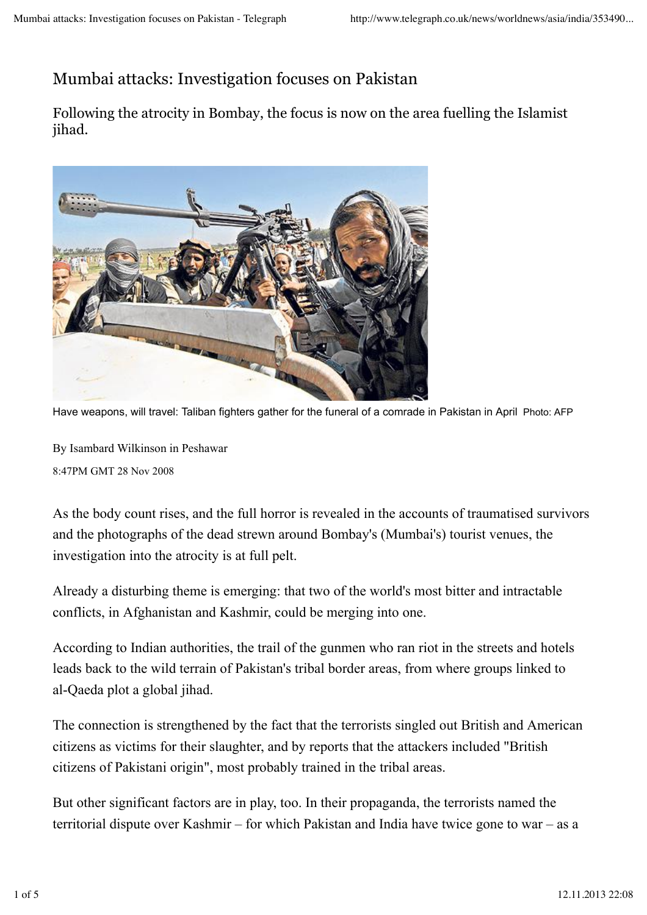# Mumbai attacks: Investigation focuses on Pakistan

## Following the atrocity in Bombay, the focus is now on the area fuelling the Islamist jihad.

Have weapons, will travel: Taliban fighters gather for the funeral of a comrade in Pakistan in April Photo: AFP

By Isambard Wilkinson in Peshawar

8:47PM GMT 28 Nov 2008

As the body count rises, and the full horror is revealed in the accounts of traumatised survivors and the photographs of the dead strewn around Bombay's (Mumbai's) tourist venues, the investigation into the atrocity is at full pelt.

Already a disturbing theme is emerging: that two of the world's most bitter and intractable conflicts, in Afghanistan and Kashmir, could be merging into one.

According to Indian authorities, the trail of the gunmen who ran riot in the streets and hotels leads back to the wild terrain of Pakistan's tribal border areas, from where groups linked to al-Qaeda plot a global jihad.

The connection is strengthened by the fact that the terrorists singled out British and American citizens as victims for their slaughter, and by reports that the attackers included "British citizens of Pakistani origin", most probably trained in the tribal areas.

But other significant factors are in play, too. In their propaganda, the terrorists named the territorial dispute over Kashmir – for which Pakistan and India have twice gone to war – as a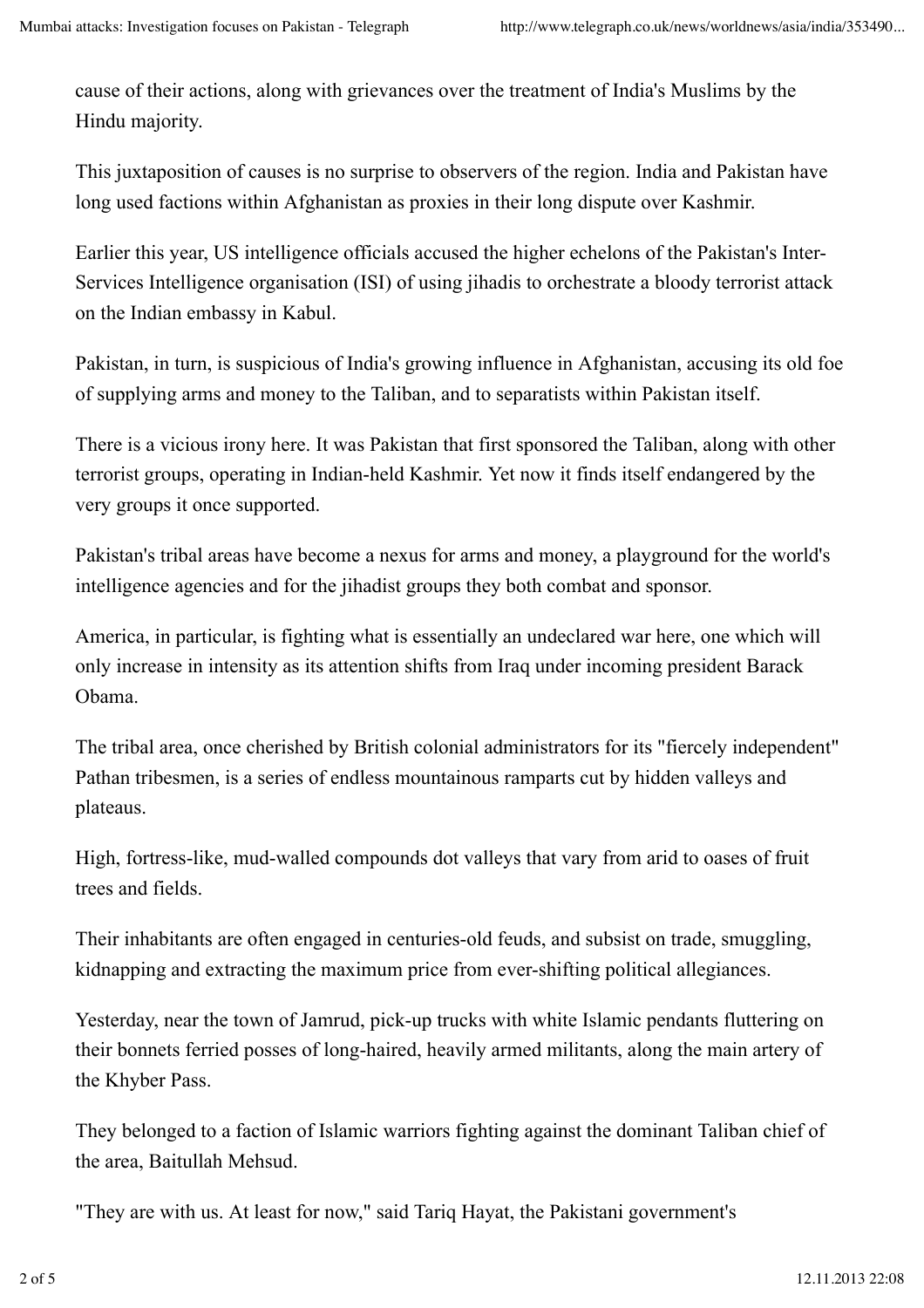cause of their actions, along with grievances over the treatment of India's Muslims by the Hindu majority.

This juxtaposition of causes is no surprise to observers of the region. India and Pakistan have long used factions within Afghanistan as proxies in their long dispute over Kashmir.

Earlier this year, US intelligence officials accused the higher echelons of the Pakistan's Inter-Services Intelligence organisation (ISI) of using jihadis to orchestrate a bloody terrorist attack on the Indian embassy in Kabul.

Pakistan, in turn, is suspicious of India's growing influence in Afghanistan, accusing its old foe of supplying arms and money to the Taliban, and to separatists within Pakistan itself.

There is a vicious irony here. It was Pakistan that first sponsored the Taliban, along with other terrorist groups, operating in Indian-held Kashmir. Yet now it finds itself endangered by the very groups it once supported.

Pakistan's tribal areas have become a nexus for arms and money, a playground for the world's intelligence agencies and for the jihadist groups they both combat and sponsor.

America, in particular, is fighting what is essentially an undeclared war here, one which will only increase in intensity as its attention shifts from Iraq under incoming president Barack Obama.

The tribal area, once cherished by British colonial administrators for its "fiercely independent" Pathan tribesmen, is a series of endless mountainous ramparts cut by hidden valleys and plateaus.

High, fortress-like, mud-walled compounds dot valleys that vary from arid to oases of fruit trees and fields.

Their inhabitants are often engaged in centuries-old feuds, and subsist on trade, smuggling, kidnapping and extracting the maximum price from ever-shifting political allegiances.

Yesterday, near the town of Jamrud, pick-up trucks with white Islamic pendants fluttering on their bonnets ferried posses of long-haired, heavily armed militants, along the main artery of the Khyber Pass.

They belonged to a faction of Islamic warriors fighting against the dominant Taliban chief of the area, Baitullah Mehsud.

"They are with us. At least for now," said Tariq Hayat, the Pakistani government's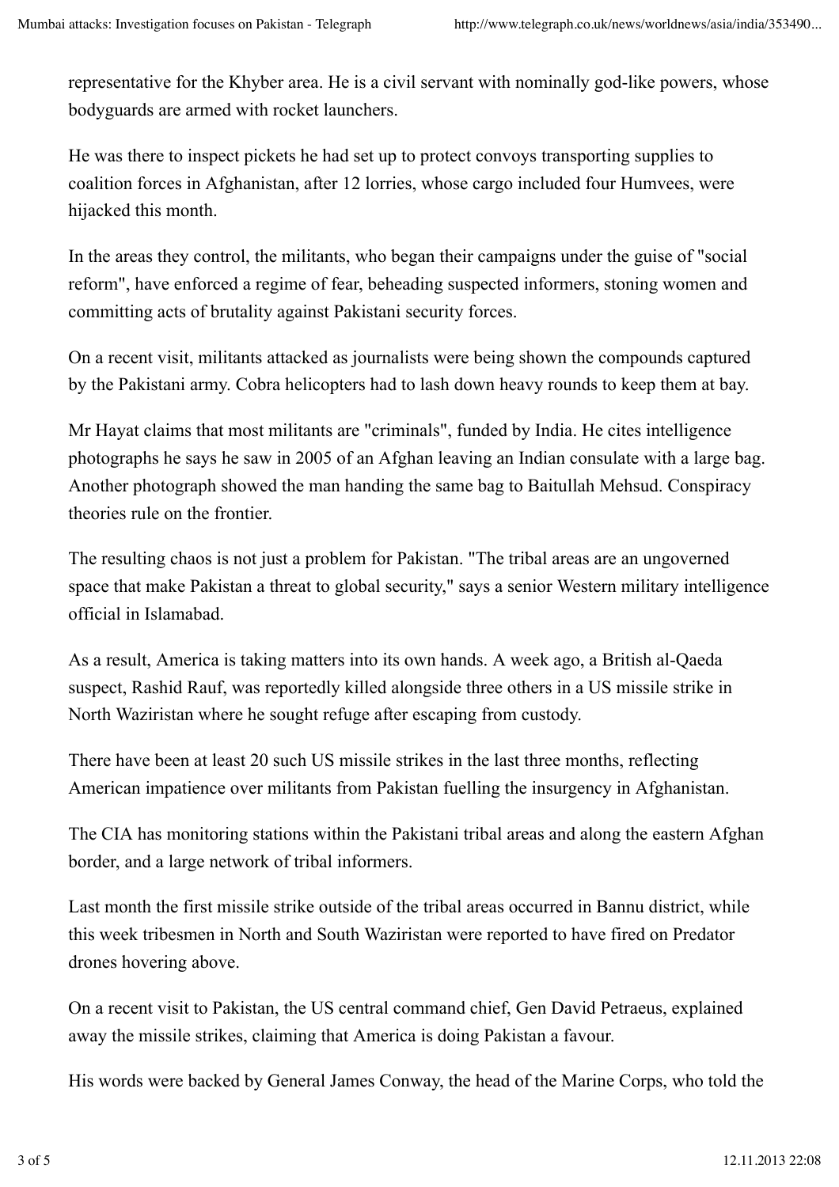representative for the Khyber area. He is a civil servant with nominally god-like powers, whose bodyguards are armed with rocket launchers.

He was there to inspect pickets he had set up to protect convoys transporting supplies to coalition forces in Afghanistan, after 12 lorries, whose cargo included four Humvees, were hijacked this month.

In the areas they control, the militants, who began their campaigns under the guise of "social reform", have enforced a regime of fear, beheading suspected informers, stoning women and committing acts of brutality against Pakistani security forces.

On a recent visit, militants attacked as journalists were being shown the compounds captured by the Pakistani army. Cobra helicopters had to lash down heavy rounds to keep them at bay.

Mr Hayat claims that most militants are "criminals", funded by India. He cites intelligence photographs he says he saw in 2005 of an Afghan leaving an Indian consulate with a large bag. Another photograph showed the man handing the same bag to Baitullah Mehsud. Conspiracy theories rule on the frontier.

The resulting chaos is not just a problem for Pakistan. "The tribal areas are an ungoverned space that make Pakistan a threat to global security," says a senior Western military intelligence official in Islamabad.

As a result, America is taking matters into its own hands. A week ago, a British al-Qaeda suspect, Rashid Rauf, was reportedly killed alongside three others in a US missile strike in North Waziristan where he sought refuge after escaping from custody.

There have been at least 20 such US missile strikes in the last three months, reflecting American impatience over militants from Pakistan fuelling the insurgency in Afghanistan.

The CIA has monitoring stations within the Pakistani tribal areas and along the eastern Afghan border, and a large network of tribal informers.

Last month the first missile strike outside of the tribal areas occurred in Bannu district, while this week tribesmen in North and South Waziristan were reported to have fired on Predator drones hovering above.

On a recent visit to Pakistan, the US central command chief, Gen David Petraeus, explained away the missile strikes, claiming that America is doing Pakistan a favour.

His words were backed by General James Conway, the head of the Marine Corps, who told the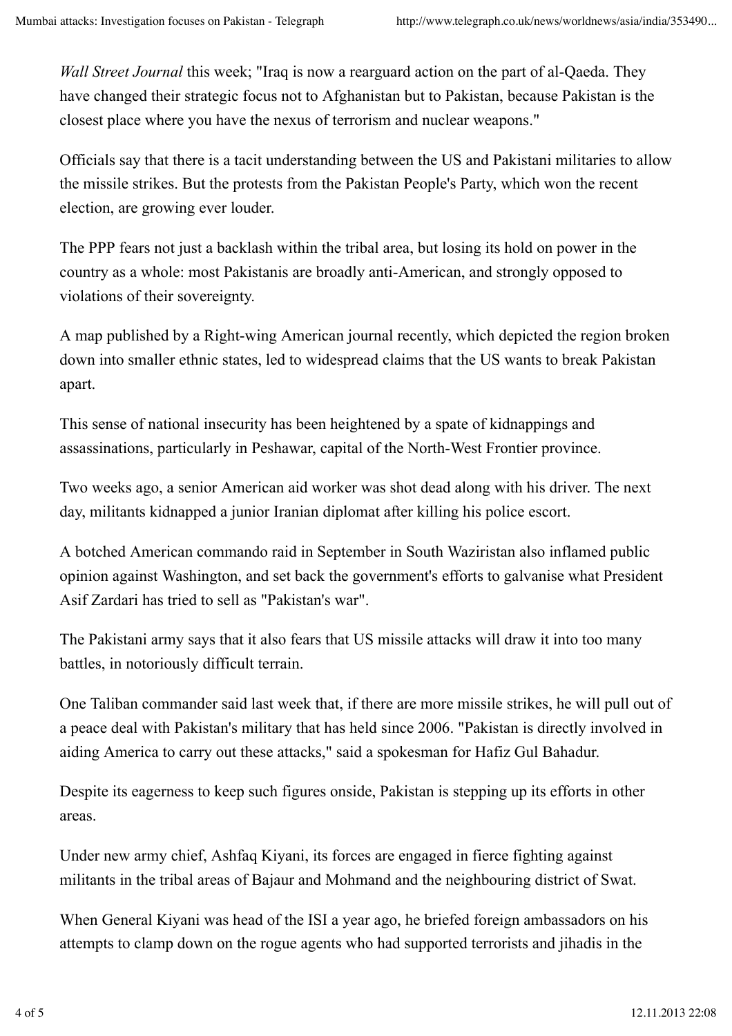*Wall Street Journal* this week; "Iraq is now a rearguard action on the part of al-Qaeda. They have changed their strategic focus not to Afghanistan but to Pakistan, because Pakistan is the closest place where you have the nexus of terrorism and nuclear weapons."

Officials say that there is a tacit understanding between the US and Pakistani militaries to allow the missile strikes. But the protests from the Pakistan People's Party, which won the recent election, are growing ever louder.

The PPP fears not just a backlash within the tribal area, but losing its hold on power in the country as a whole: most Pakistanis are broadly anti-American, and strongly opposed to violations of their sovereignty.

A map published by a Right-wing American journal recently, which depicted the region broken down into smaller ethnic states, led to widespread claims that the US wants to break Pakistan apart.

This sense of national insecurity has been heightened by a spate of kidnappings and assassinations, particularly in Peshawar, capital of the North-West Frontier province.

Two weeks ago, a senior American aid worker was shot dead along with his driver. The next day, militants kidnapped a junior Iranian diplomat after killing his police escort.

A botched American commando raid in September in South Waziristan also inflamed public opinion against Washington, and set back the government's efforts to galvanise what President Asif Zardari has tried to sell as "Pakistan's war".

The Pakistani army says that it also fears that US missile attacks will draw it into too many battles, in notoriously difficult terrain.

One Taliban commander said last week that, if there are more missile strikes, he will pull out of a peace deal with Pakistan's military that has held since 2006. "Pakistan is directly involved in aiding America to carry out these attacks," said a spokesman for Hafiz Gul Bahadur.

Despite its eagerness to keep such figures onside, Pakistan is stepping up its efforts in other areas.

Under new army chief, Ashfaq Kiyani, its forces are engaged in fierce fighting against militants in the tribal areas of Bajaur and Mohmand and the neighbouring district of Swat.

When General Kiyani was head of the ISI a year ago, he briefed foreign ambassadors on his attempts to clamp down on the rogue agents who had supported terrorists and jihadis in the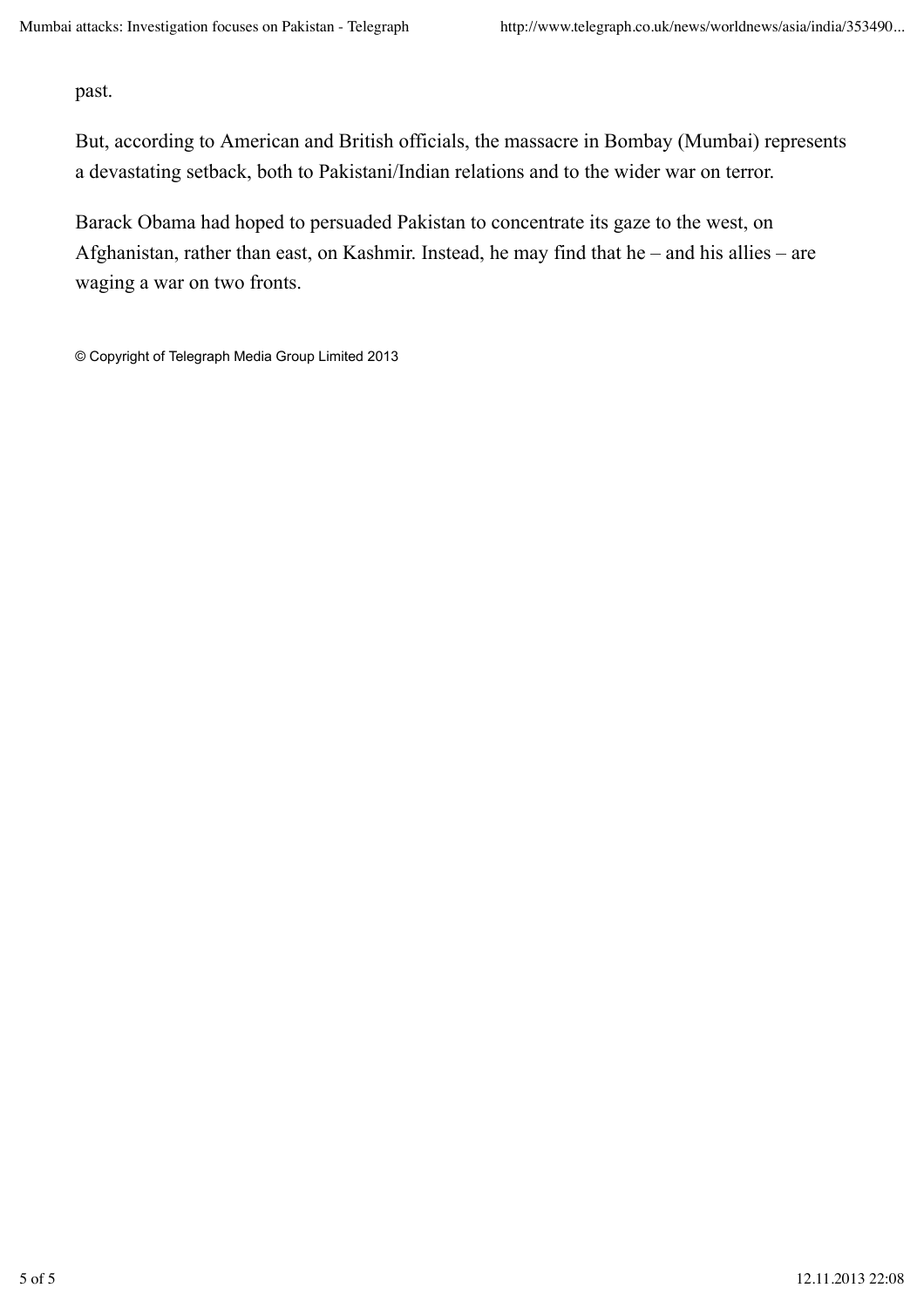past.

But, according to American and British officials, the massacre in Bombay (Mumbai) represents a devastating setback, both to Pakistani/Indian relations and to the wider war on terror.

Barack Obama had hoped to persuaded Pakistan to concentrate its gaze to the west, on Afghanistan, rather than east, on Kashmir. Instead, he may find that he – and his allies – are waging a war on two fronts.

© Copyright of Telegraph Media Group Limited 2013